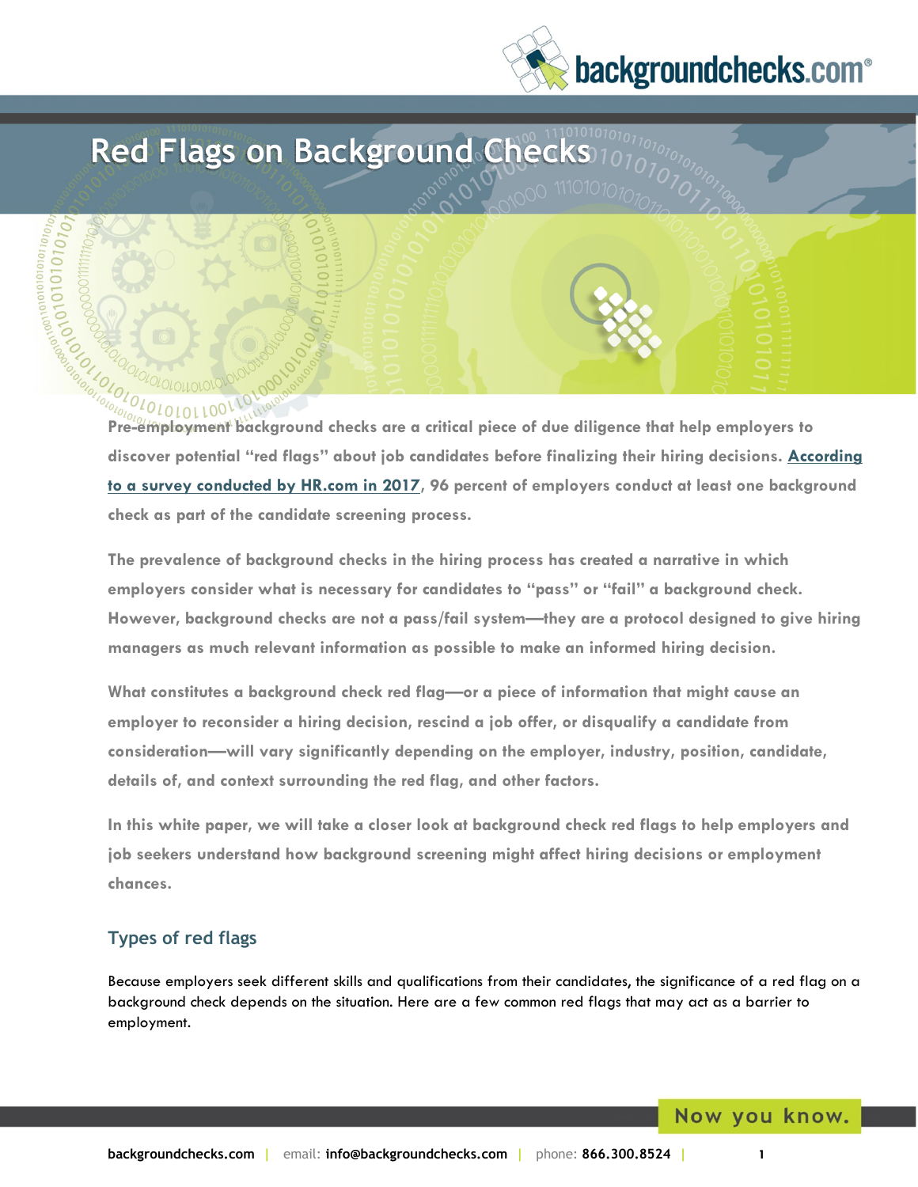# Red Flags on Background Checks

**Pre-employment background checks are a critical piece of due diligence that help employers to discover potential "red flags" about job candidates before finalizing their hiring decisions. According to a survey conducted by HR.com in 2017, 96 percent of employers conduct at least one background check as part of the candidate screening process.**

**The prevalence of background checks in the hiring process has created a narrative in which employers consider what is necessary for candidates to "pass" or "fail" a background check. However, background checks are not a pass/fail system—they are a protocol designed to give hiring managers as much relevant information as possible to make an informed hiring decision.**

**What constitutes a background check red flag—or a piece of information that might cause an employer to reconsider a hiring decision, rescind a job offer, or disqualify a candidate from consideration—will vary significantly depending on the employer, industry, position, candidate, details of, and context surrounding the red flag, and other factors.**

**In this white paper, we will take a closer look at background check red flags to help employers and job seekers understand how background screening might affect hiring decisions or employment chances.**

## Types of red flags

Because employers seek different skills and qualifications from their candidates, the significance of a red flag on a background check depends on the situation. Here are a few common red flags that may act as a barrier to employment.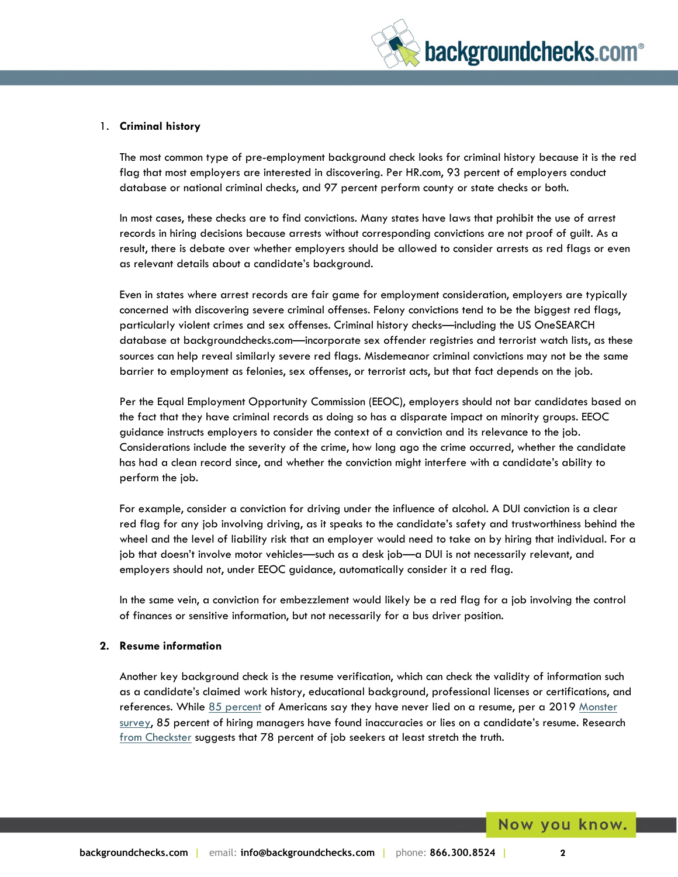1. **Criminal history**

   The most common type of pre-employment background check looks for criminal history because it is the red flag that most employers are interested in discovering. Per HR.com, 93 percent of employers conduct database or national criminal checks, and 97 percent perform county or state checks or both.

   In most cases, these checks are to find convictions. Many states have laws that prohibit the use of arrest records in hiring decisions because arrests without corresponding convictions are not proof of guilt. As a result, there is debate over whether employers should be allowed to consider arrests as red flags or even as relevant details about a candidate's background.

   Even in states where arrest records are fair game for employment consideration, employers are typically concerned with discovering severe criminal offenses. Felony convictions tend to be the biggest red flags, particularly violent crimes and sex offenses. Criminal history checks—including the US OneSEARCH database at backgroundchecks.com—incorporate sex offender registries and terrorist watch lists, as these sources can help reveal similarly severe red flags. Misdemeanor criminal convictions may not be the same barrier to employment as felonies, sex offenses, or terrorist acts, but that fact depends on the job.

   Per the Equal Employment Opportunity Commission (EEOC), employers should not bar candidates based on the fact that they have criminal records as doing so has a disparate impact on minority groups. EEOC guidance instructs employers to consider the context of a conviction and its relevance to the job. Considerations include the severity of the crime, how long ago the crime occurred, whether the candidate has had a clean record since, and whether the conviction might interfere with a candidate's ability to perform the job.

   For example, consider a conviction for driving under the influence of alcohol. A DUI conviction is a clear red flag for any job involving driving, as it speaks to the candidate's safety and trustworthiness behind the wheel and the level of liability risk that an employer would need to take on by hiring that individual. For a job that doesn't involve motor vehicles—such as a desk job—a DUI is not necessarily relevant, and employers should not, under EEOC guidance, automatically consider it a red flag.

   In the same vein, a conviction for embezzlement would likely be a red flag for a job involving the control of finances or sensitive information, but not necessarily for a bus driver position.

2. **Resume information**

   Another key background check is the resume verification, which can check the validity of information such as a candidate's claimed work history, educational background, professional licenses or certifications, and references. While 85 percent of Americans say they have never lied on a resume, per a 2019 Monster survey, 85 percent of hiring managers have found inaccuracies or lies on a candidate's resume. Research from Checkster suggests that 78 percent of job seekers at least stretch the truth.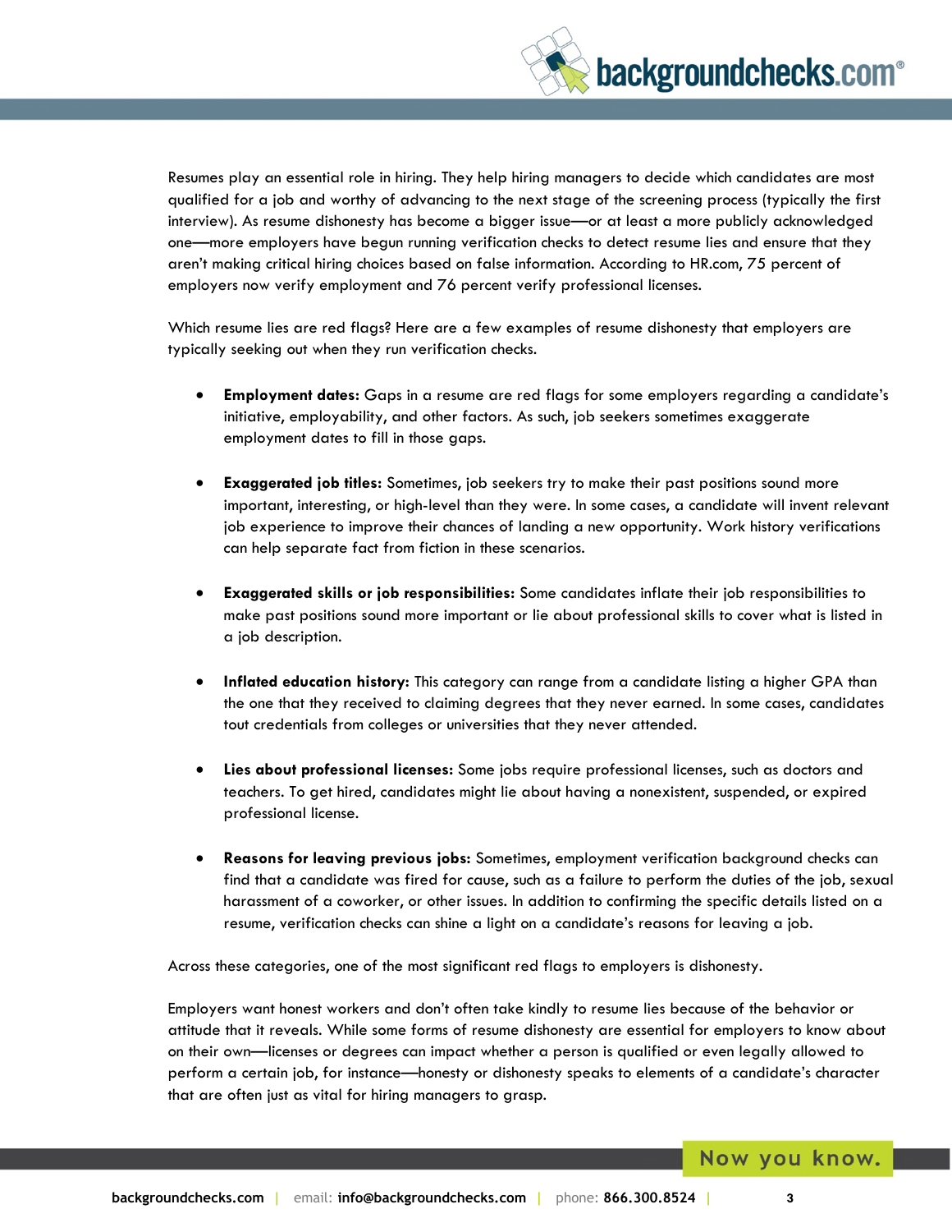Resumes play an essential role in hiring. They help hiring managers to decide which candidates are most qualified for a job and worthy of advancing to the next stage of the screening process (typically the first interview). As resume dishonesty has become a bigger issue—or at least a more publicly acknowledged one—more employers have begun running verification checks to detect resume lies and ensure that they aren't making critical hiring choices based on false information. According to HR.com, 75 percent of employers now verify employment and 76 percent verify professional licenses.

Which resume lies are red flags? Here are a few examples of resume dishonesty that employers are typically seeking out when they run verification checks.

- **Employment dates:** Gaps in a resume are red flags for some employers regarding a candidate's initiative, employability, and other factors. As such, job seekers sometimes exaggerate employment dates to fill in those gaps.

- **Exaggerated job titles:** Sometimes, job seekers try to make their past positions sound more important, interesting, or high-level than they were. In some cases, a candidate will invent relevant job experience to improve their chances of landing a new opportunity. Work history verifications can help separate fact from fiction in these scenarios.

- **Exaggerated skills or job responsibilities:** Some candidates inflate their job responsibilities to make past positions sound more important or lie about professional skills to cover what is listed in a job description.

- **Inflated education history:** This category can range from a candidate listing a higher GPA than the one that they received to claiming degrees that they never earned. In some cases, candidates tout credentials from colleges or universities that they never attended.

- **Lies about professional licenses:** Some jobs require professional licenses, such as doctors and teachers. To get hired, candidates might lie about having a nonexistent, suspended, or expired professional license.

- **Reasons for leaving previous jobs:** Sometimes, employment verification background checks can find that a candidate was fired for cause, such as a failure to perform the duties of the job, sexual harassment of a coworker, or other issues. In addition to confirming the specific details listed on a resume, verification checks can shine a light on a candidate's reasons for leaving a job.

Across these categories, one of the most significant red flags to employers is dishonesty.

Employers want honest workers and don't often take kindly to resume lies because of the behavior or attitude that it reveals. While some forms of resume dishonesty are essential for employers to know about on their own—licenses or degrees can impact whether a person is qualified or even legally allowed to perform a certain job, for instance—honesty or dishonesty speaks to elements of a candidate's character that are often just as vital for hiring managers to grasp.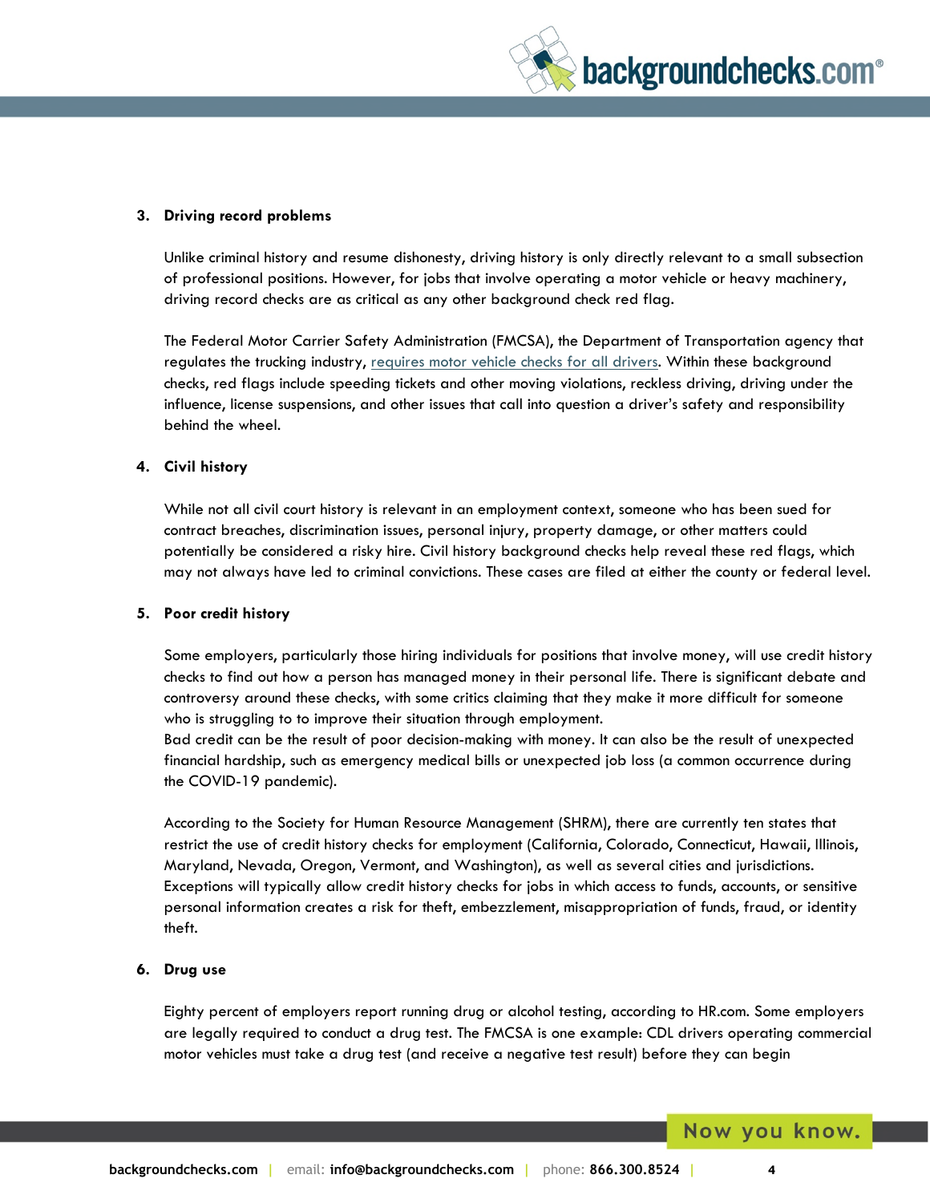3. **Driving record problems**

   Unlike criminal history and resume dishonesty, driving history is only directly relevant to a small subsection of professional positions. However, for jobs that involve operating a motor vehicle or heavy machinery, driving record checks are as critical as any other background check red flag.

   The Federal Motor Carrier Safety Administration (FMCSA), the Department of Transportation agency that regulates the trucking industry, requires motor vehicle checks for all drivers. Within these background checks, red flags include speeding tickets and other moving violations, reckless driving, driving under the influence, license suspensions, and other issues that call into question a driver's safety and responsibility behind the wheel.

4. **Civil history**

   While not all civil court history is relevant in an employment context, someone who has been sued for contract breaches, discrimination issues, personal injury, property damage, or other matters could potentially be considered a risky hire. Civil history background checks help reveal these red flags, which may not always have led to criminal convictions. These cases are filed at either the county or federal level.

5. **Poor credit history**

   Some employers, particularly those hiring individuals for positions that involve money, will use credit history checks to find out how a person has managed money in their personal life. There is significant debate and controversy around these checks, with some critics claiming that they make it more difficult for someone who is struggling to to improve their situation through employment.
   Bad credit can be the result of poor decision-making with money. It can also be the result of unexpected financial hardship, such as emergency medical bills or unexpected job loss (a common occurrence during the COVID-19 pandemic).

   According to the Society for Human Resource Management (SHRM), there are currently ten states that restrict the use of credit history checks for employment (California, Colorado, Connecticut, Hawaii, Illinois, Maryland, Nevada, Oregon, Vermont, and Washington), as well as several cities and jurisdictions. Exceptions will typically allow credit history checks for jobs in which access to funds, accounts, or sensitive personal information creates a risk for theft, embezzlement, misappropriation of funds, fraud, or identity theft.

6. **Drug use**

   Eighty percent of employers report running drug or alcohol testing, according to HR.com. Some employers are legally required to conduct a drug test. The FMCSA is one example: CDL drivers operating commercial motor vehicles must take a drug test (and receive a negative test result) before they can begin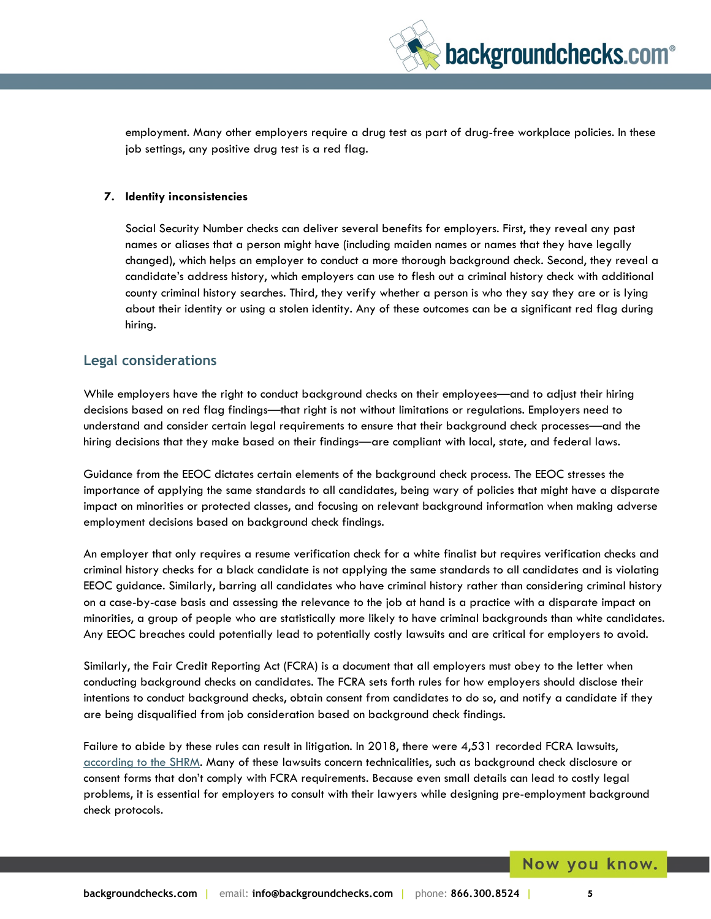employment. Many other employers require a drug test as part of drug-free workplace policies. In these job settings, any positive drug test is a red flag.

7. **Identity inconsistencies**

   Social Security Number checks can deliver several benefits for employers. First, they reveal any past names or aliases that a person might have (including maiden names or names that they have legally changed), which helps an employer to conduct a more thorough background check. Second, they reveal a candidate's address history, which employers can use to flesh out a criminal history check with additional county criminal history searches. Third, they verify whether a person is who they say they are or is lying about their identity or using a stolen identity. Any of these outcomes can be a significant red flag during hiring.

## Legal considerations

While employers have the right to conduct background checks on their employees—and to adjust their hiring decisions based on red flag findings—that right is not without limitations or regulations. Employers need to understand and consider certain legal requirements to ensure that their background check processes—and the hiring decisions that they make based on their findings—are compliant with local, state, and federal laws.

Guidance from the EEOC dictates certain elements of the background check process. The EEOC stresses the importance of applying the same standards to all candidates, being wary of policies that might have a disparate impact on minorities or protected classes, and focusing on relevant background information when making adverse employment decisions based on background check findings.

An employer that only requires a resume verification check for a white finalist but requires verification checks and criminal history checks for a black candidate is not applying the same standards to all candidates and is violating EEOC guidance. Similarly, barring all candidates who have criminal history rather than considering criminal history on a case-by-case basis and assessing the relevance to the job at hand is a practice with a disparate impact on minorities, a group of people who are statistically more likely to have criminal backgrounds than white candidates. Any EEOC breaches could potentially lead to potentially costly lawsuits and are critical for employers to avoid.

Similarly, the Fair Credit Reporting Act (FCRA) is a document that all employers must obey to the letter when conducting background checks on candidates. The FCRA sets forth rules for how employers should disclose their intentions to conduct background checks, obtain consent from candidates to do so, and notify a candidate if they are being disqualified from job consideration based on background check findings.

Failure to abide by these rules can result in litigation. In 2018, there were 4,531 recorded FCRA lawsuits, according to the SHRM. Many of these lawsuits concern technicalities, such as background check disclosure or consent forms that don't comply with FCRA requirements. Because even small details can lead to costly legal problems, it is essential for employers to consult with their lawyers while designing pre-employment background check protocols.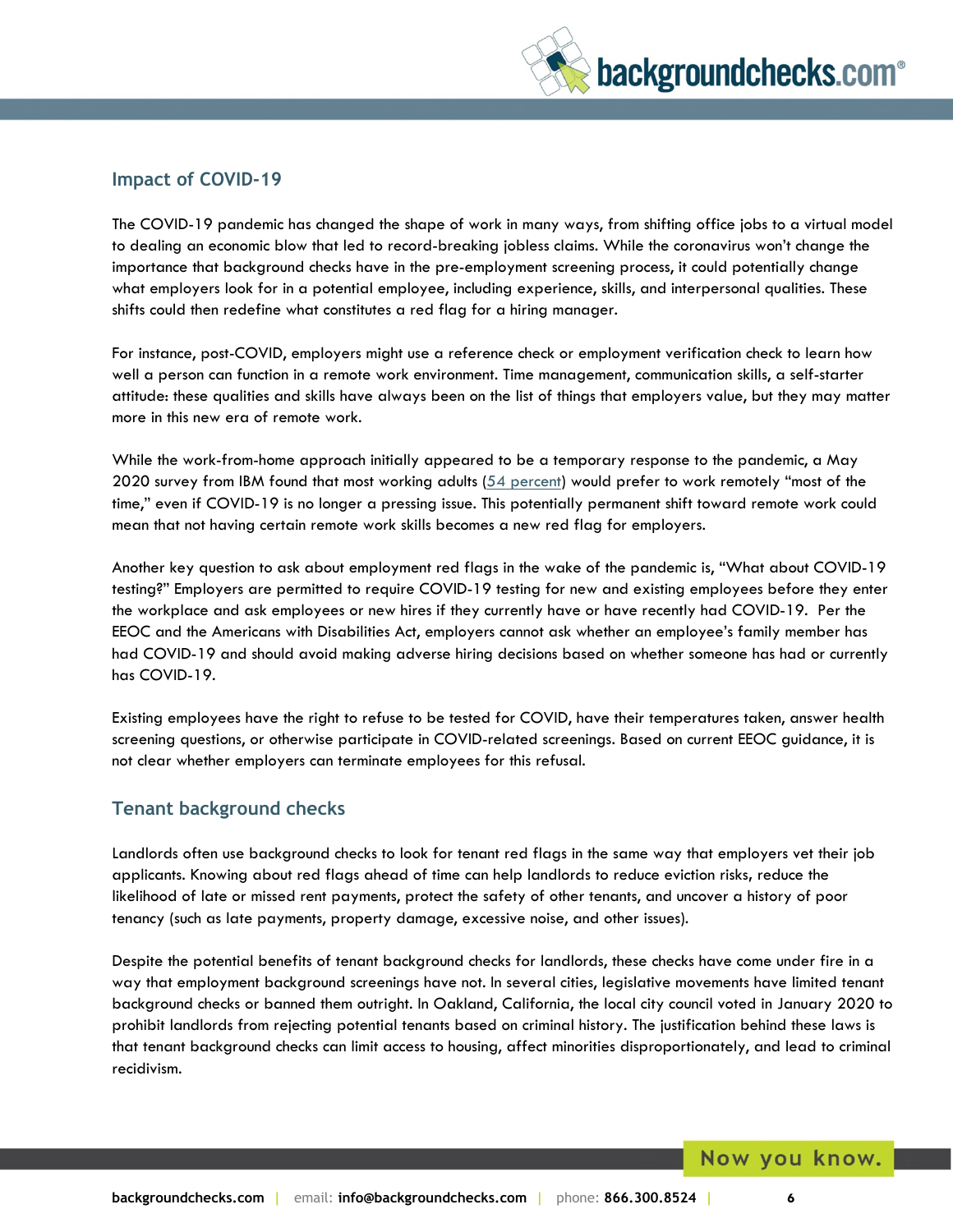## Impact of COVID-19

The COVID-19 pandemic has changed the shape of work in many ways, from shifting office jobs to a virtual model to dealing an economic blow that led to record-breaking jobless claims. While the coronavirus won't change the importance that background checks have in the pre-employment screening process, it could potentially change what employers look for in a potential employee, including experience, skills, and interpersonal qualities. These shifts could then redefine what constitutes a red flag for a hiring manager.

For instance, post-COVID, employers might use a reference check or employment verification check to learn how well a person can function in a remote work environment. Time management, communication skills, a self-starter attitude: these qualities and skills have always been on the list of things that employers value, but they may matter more in this new era of remote work.

While the work-from-home approach initially appeared to be a temporary response to the pandemic, a May 2020 survey from IBM found that most working adults (54 percent) would prefer to work remotely "most of the time," even if COVID-19 is no longer a pressing issue. This potentially permanent shift toward remote work could mean that not having certain remote work skills becomes a new red flag for employers.

Another key question to ask about employment red flags in the wake of the pandemic is, "What about COVID-19 testing?" Employers are permitted to require COVID-19 testing for new and existing employees before they enter the workplace and ask employees or new hires if they currently have or have recently had COVID-19. Per the EEOC and the Americans with Disabilities Act, employers cannot ask whether an employee's family member has had COVID-19 and should avoid making adverse hiring decisions based on whether someone has had or currently has COVID-19.

Existing employees have the right to refuse to be tested for COVID, have their temperatures taken, answer health screening questions, or otherwise participate in COVID-related screenings. Based on current EEOC guidance, it is not clear whether employers can terminate employees for this refusal.

## Tenant background checks

Landlords often use background checks to look for tenant red flags in the same way that employers vet their job applicants. Knowing about red flags ahead of time can help landlords to reduce eviction risks, reduce the likelihood of late or missed rent payments, protect the safety of other tenants, and uncover a history of poor tenancy (such as late payments, property damage, excessive noise, and other issues).

Despite the potential benefits of tenant background checks for landlords, these checks have come under fire in a way that employment background screenings have not. In several cities, legislative movements have limited tenant background checks or banned them outright. In Oakland, California, the local city council voted in January 2020 to prohibit landlords from rejecting potential tenants based on criminal history. The justification behind these laws is that tenant background checks can limit access to housing, affect minorities disproportionately, and lead to criminal recidivism.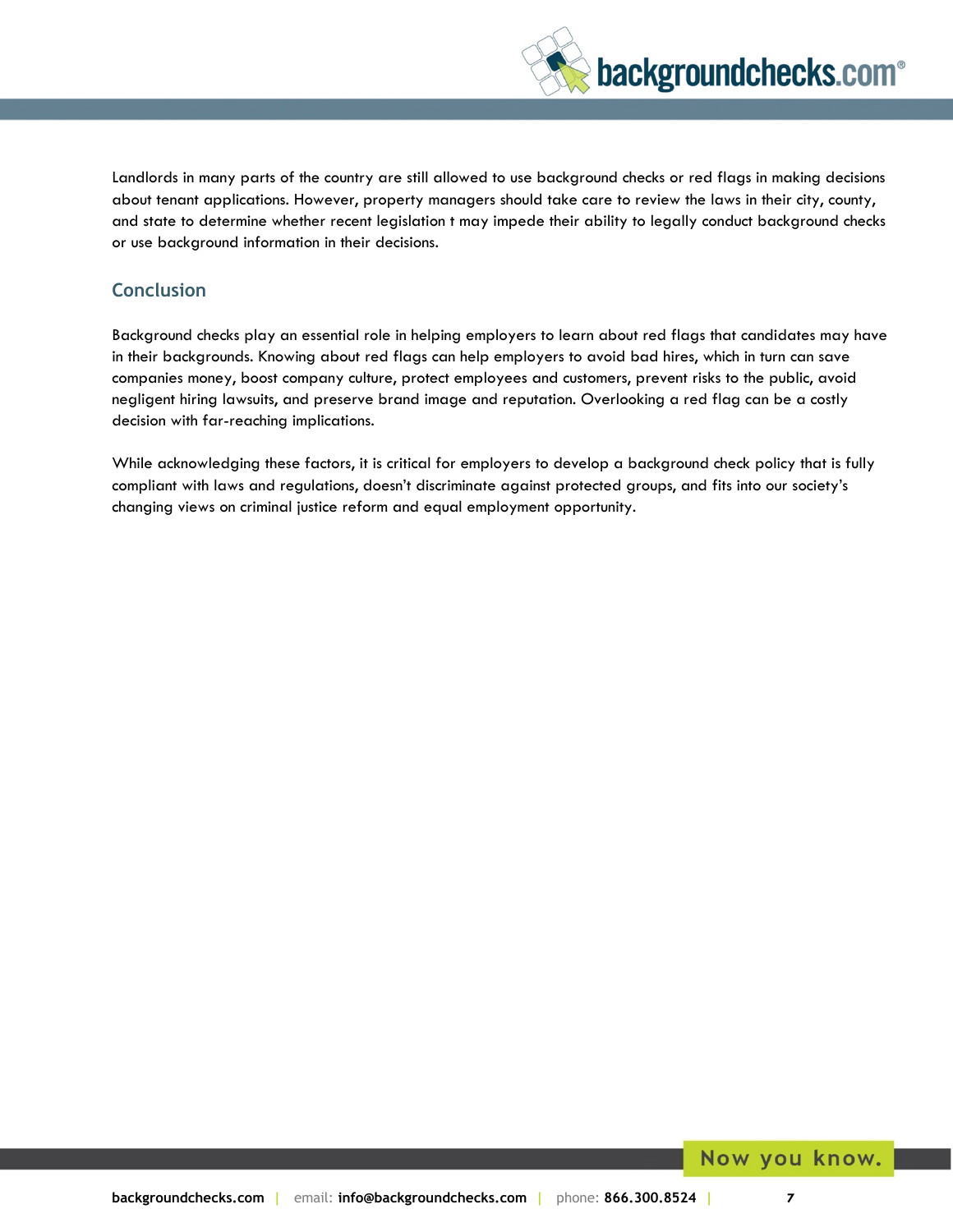Landlords in many parts of the country are still allowed to use background checks or red flags in making decisions about tenant applications. However, property managers should take care to review the laws in their city, county, and state to determine whether recent legislation t may impede their ability to legally conduct background checks or use background information in their decisions.

## Conclusion

Background checks play an essential role in helping employers to learn about red flags that candidates may have in their backgrounds. Knowing about red flags can help employers to avoid bad hires, which in turn can save companies money, boost company culture, protect employees and customers, prevent risks to the public, avoid negligent hiring lawsuits, and preserve brand image and reputation. Overlooking a red flag can be a costly decision with far-reaching implications.

While acknowledging these factors, it is critical for employers to develop a background check policy that is fully compliant with laws and regulations, doesn't discriminate against protected groups, and fits into our society's changing views on criminal justice reform and equal employment opportunity.